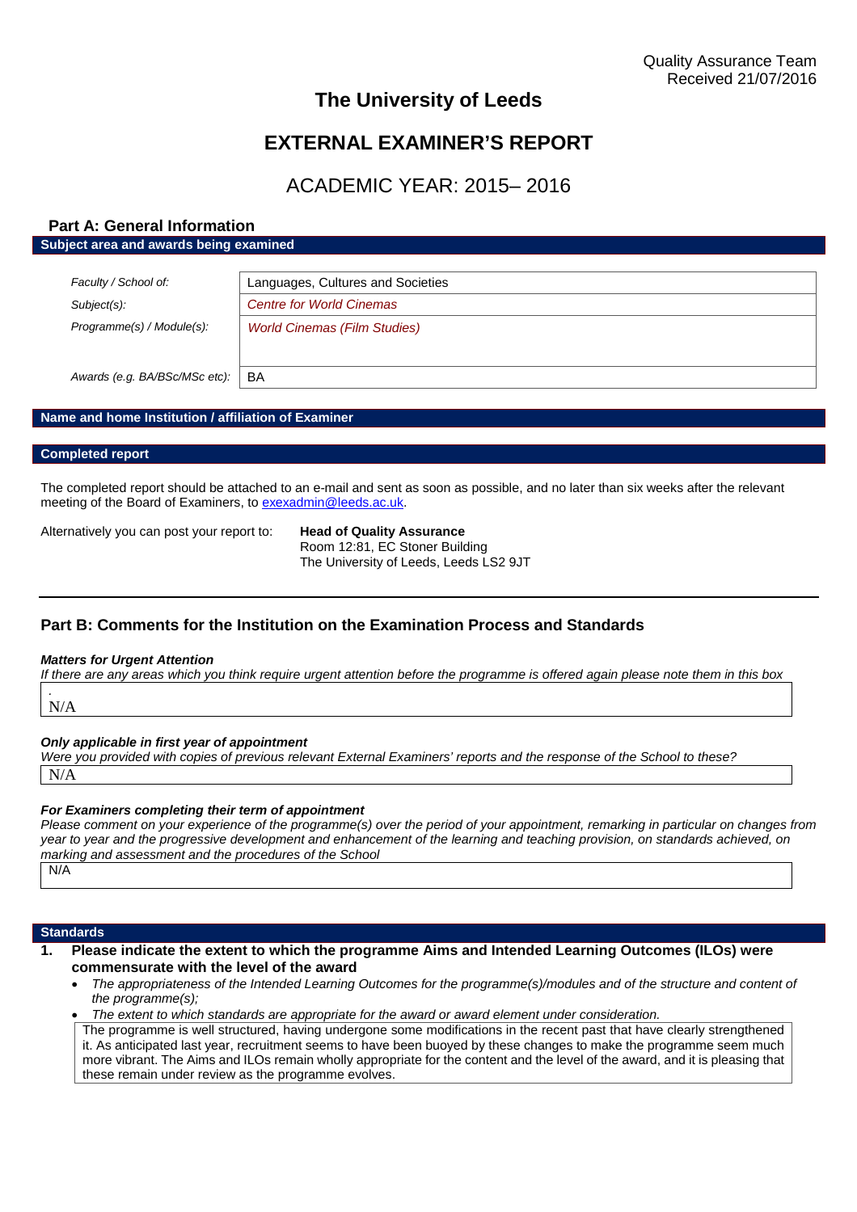Quality Assurance Team
Received 21/07/2016

# The University of Leeds

# EXTERNAL EXAMINER'S REPORT

## ACADEMIC YEAR: 2015– 2016

## Part A: General Information

**Subject area and awards being examined**

| | |
|---|---|
| *Faculty / School of:* | Languages, Cultures and Societies |
| *Subject(s):* | *Centre for World Cinemas* |
| *Programme(s) / Module(s):* | *World Cinemas (Film Studies)* |
| *Awards (e.g. BA/BSc/MSc etc):* | BA |

**Name and home Institution / affiliation of Examiner**

**Completed report**

The completed report should be attached to an e-mail and sent as soon as possible, and no later than six weeks after the relevant meeting of the Board of Examiners, to exexadmin@leeds.ac.uk.

Alternatively you can post your report to: **Head of Quality Assurance**
Room 12:81, EC Stoner Building
The University of Leeds, Leeds LS2 9JT

## Part B: Comments for the Institution on the Examination Process and Standards

***Matters for Urgent Attention***

*If there are any areas which you think require urgent attention before the programme is offered again please note them in this box*

N/A

***Only applicable in first year of appointment***

*Were you provided with copies of previous relevant External Examiners' reports and the response of the School to these?*

N/A

***For Examiners completing their term of appointment***

*Please comment on your experience of the programme(s) over the period of your appointment, remarking in particular on changes from year to year and the progressive development and enhancement of the learning and teaching provision, on standards achieved, on marking and assessment and the procedures of the School*

N/A

**Standards**

1. **Please indicate the extent to which the programme Aims and Intended Learning Outcomes (ILOs) were commensurate with the level of the award**
   - *The appropriateness of the Intended Learning Outcomes for the programme(s)/modules and of the structure and content of the programme(s);*
   - *The extent to which standards are appropriate for the award or award element under consideration.*

The programme is well structured, having undergone some modifications in the recent past that have clearly strengthened it. As anticipated last year, recruitment seems to have been buoyed by these changes to make the programme seem much more vibrant. The Aims and ILOs remain wholly appropriate for the content and the level of the award, and it is pleasing that these remain under review as the programme evolves.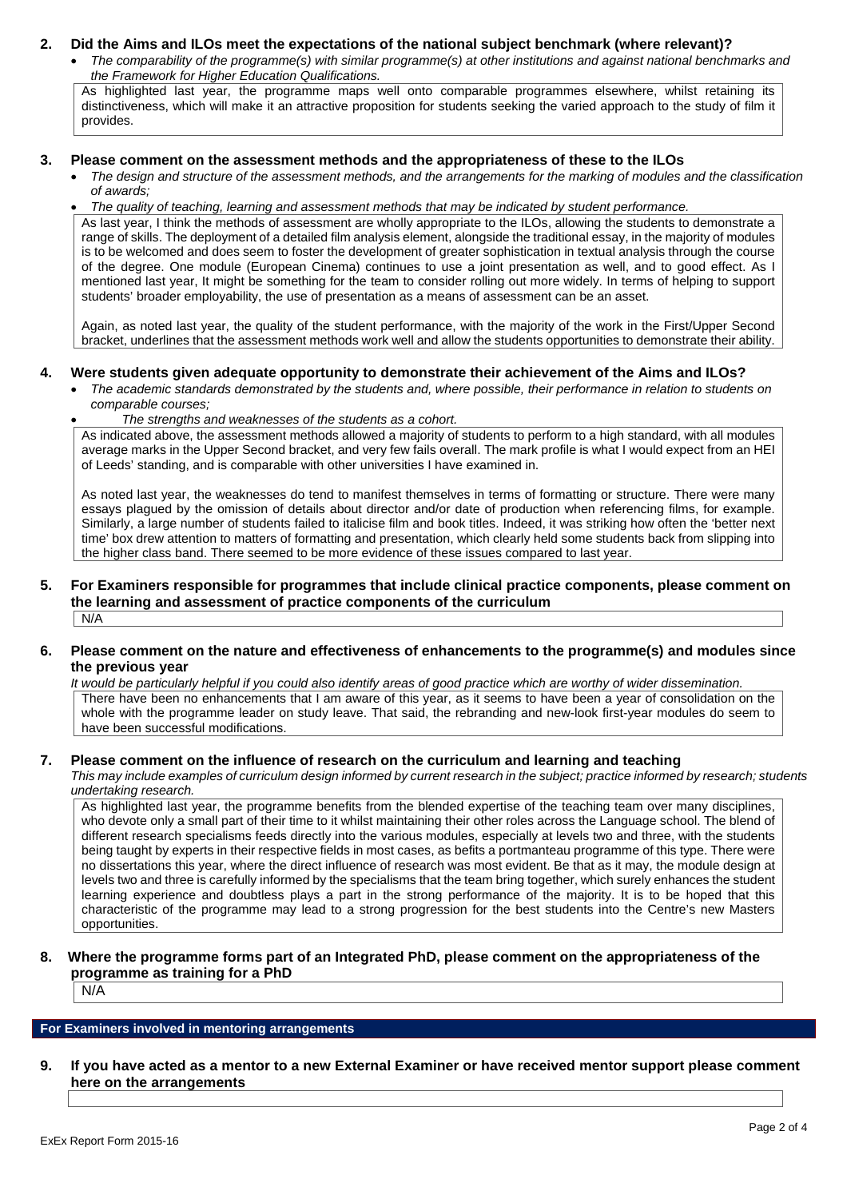## 2. Did the Aims and ILOs meet the expectations of the national subject benchmark (where relevant)?

- *The comparability of the programme(s) with similar programme(s) at other institutions and against national benchmarks and the Framework for Higher Education Qualifications.*

As highlighted last year, the programme maps well onto comparable programmes elsewhere, whilst retaining its distinctiveness, which will make it an attractive proposition for students seeking the varied approach to the study of film it provides.

## 3. Please comment on the assessment methods and the appropriateness of these to the ILOs

- *The design and structure of the assessment methods, and the arrangements for the marking of modules and the classification of awards;*
- *The quality of teaching, learning and assessment methods that may be indicated by student performance.*

As last year, I think the methods of assessment are wholly appropriate to the ILOs, allowing the students to demonstrate a range of skills. The deployment of a detailed film analysis element, alongside the traditional essay, in the majority of modules is to be welcomed and does seem to foster the development of greater sophistication in textual analysis through the course of the degree. One module (European Cinema) continues to use a joint presentation as well, and to good effect. As I mentioned last year, It might be something for the team to consider rolling out more widely. In terms of helping to support students' broader employability, the use of presentation as a means of assessment can be an asset.

Again, as noted last year, the quality of the student performance, with the majority of the work in the First/Upper Second bracket, underlines that the assessment methods work well and allow the students opportunities to demonstrate their ability.

## 4. Were students given adequate opportunity to demonstrate their achievement of the Aims and ILOs?

- *The academic standards demonstrated by the students and, where possible, their performance in relation to students on comparable courses;*
- *The strengths and weaknesses of the students as a cohort.*

As indicated above, the assessment methods allowed a majority of students to perform to a high standard, with all modules average marks in the Upper Second bracket, and very few fails overall. The mark profile is what I would expect from an HEI of Leeds' standing, and is comparable with other universities I have examined in.

As noted last year, the weaknesses do tend to manifest themselves in terms of formatting or structure. There were many essays plagued by the omission of details about director and/or date of production when referencing films, for example. Similarly, a large number of students failed to italicise film and book titles. Indeed, it was striking how often the 'better next time' box drew attention to matters of formatting and presentation, which clearly held some students back from slipping into the higher class band. There seemed to be more evidence of these issues compared to last year.

## 5. For Examiners responsible for programmes that include clinical practice components, please comment on the learning and assessment of practice components of the curriculum

N/A

## 6. Please comment on the nature and effectiveness of enhancements to the programme(s) and modules since the previous year

*It would be particularly helpful if you could also identify areas of good practice which are worthy of wider dissemination.*

There have been no enhancements that I am aware of this year, as it seems to have been a year of consolidation on the whole with the programme leader on study leave. That said, the rebranding and new-look first-year modules do seem to have been successful modifications.

## 7. Please comment on the influence of research on the curriculum and learning and teaching

*This may include examples of curriculum design informed by current research in the subject; practice informed by research; students undertaking research.*

As highlighted last year, the programme benefits from the blended expertise of the teaching team over many disciplines, who devote only a small part of their time to it whilst maintaining their other roles across the Language school. The blend of different research specialisms feeds directly into the various modules, especially at levels two and three, with the students being taught by experts in their respective fields in most cases, as befits a portmanteau programme of this type. There were no dissertations this year, where the direct influence of research was most evident. Be that as it may, the module design at levels two and three is carefully informed by the specialisms that the team bring together, which surely enhances the student learning experience and doubtless plays a part in the strong performance of the majority. It is to be hoped that this characteristic of the programme may lead to a strong progression for the best students into the Centre's new Masters opportunities.

## 8. Where the programme forms part of an Integrated PhD, please comment on the appropriateness of the programme as training for a PhD

N/A

### For Examiners involved in mentoring arrangements

## 9. If you have acted as a mentor to a new External Examiner or have received mentor support please comment here on the arrangements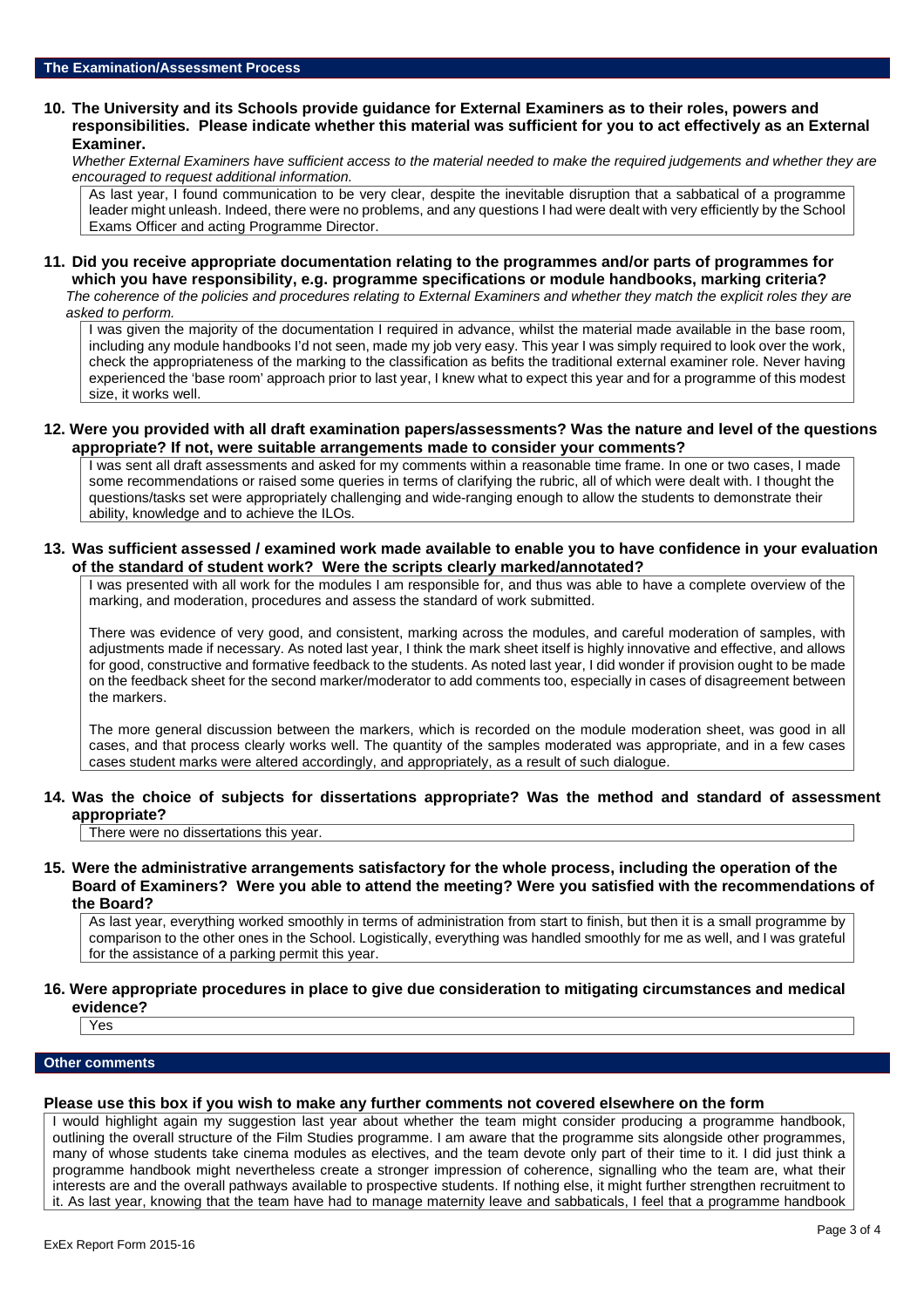## The Examination/Assessment Process

**10. The University and its Schools provide guidance for External Examiners as to their roles, powers and responsibilities. Please indicate whether this material was sufficient for you to act effectively as an External Examiner.**

*Whether External Examiners have sufficient access to the material needed to make the required judgements and whether they are encouraged to request additional information.*

As last year, I found communication to be very clear, despite the inevitable disruption that a sabbatical of a programme leader might unleash. Indeed, there were no problems, and any questions I had were dealt with very efficiently by the School Exams Officer and acting Programme Director.

**11. Did you receive appropriate documentation relating to the programmes and/or parts of programmes for which you have responsibility, e.g. programme specifications or module handbooks, marking criteria?**

*The coherence of the policies and procedures relating to External Examiners and whether they match the explicit roles they are asked to perform.*

I was given the majority of the documentation I required in advance, whilst the material made available in the base room, including any module handbooks I'd not seen, made my job very easy. This year I was simply required to look over the work, check the appropriateness of the marking to the classification as befits the traditional external examiner role. Never having experienced the 'base room' approach prior to last year, I knew what to expect this year and for a programme of this modest size, it works well.

**12. Were you provided with all draft examination papers/assessments? Was the nature and level of the questions appropriate? If not, were suitable arrangements made to consider your comments?**

I was sent all draft assessments and asked for my comments within a reasonable time frame. In one or two cases, I made some recommendations or raised some queries in terms of clarifying the rubric, all of which were dealt with. I thought the questions/tasks set were appropriately challenging and wide-ranging enough to allow the students to demonstrate their ability, knowledge and to achieve the ILOs.

**13. Was sufficient assessed / examined work made available to enable you to have confidence in your evaluation of the standard of student work? Were the scripts clearly marked/annotated?**

I was presented with all work for the modules I am responsible for, and thus was able to have a complete overview of the marking, and moderation, procedures and assess the standard of work submitted.

There was evidence of very good, and consistent, marking across the modules, and careful moderation of samples, with adjustments made if necessary. As noted last year, I think the mark sheet itself is highly innovative and effective, and allows for good, constructive and formative feedback to the students. As noted last year, I did wonder if provision ought to be made on the feedback sheet for the second marker/moderator to add comments too, especially in cases of disagreement between the markers.

The more general discussion between the markers, which is recorded on the module moderation sheet, was good in all cases, and that process clearly works well. The quantity of the samples moderated was appropriate, and in a few cases cases student marks were altered accordingly, and appropriately, as a result of such dialogue.

**14. Was the choice of subjects for dissertations appropriate? Was the method and standard of assessment appropriate?**

There were no dissertations this year.

**15. Were the administrative arrangements satisfactory for the whole process, including the operation of the Board of Examiners? Were you able to attend the meeting? Were you satisfied with the recommendations of the Board?**

As last year, everything worked smoothly in terms of administration from start to finish, but then it is a small programme by comparison to the other ones in the School. Logistically, everything was handled smoothly for me as well, and I was grateful for the assistance of a parking permit this year.

**16. Were appropriate procedures in place to give due consideration to mitigating circumstances and medical evidence?**

Yes

## Other comments

**Please use this box if you wish to make any further comments not covered elsewhere on the form**

I would highlight again my suggestion last year about whether the team might consider producing a programme handbook, outlining the overall structure of the Film Studies programme. I am aware that the programme sits alongside other programmes, many of whose students take cinema modules as electives, and the team devote only part of their time to it. I did just think a programme handbook might nevertheless create a stronger impression of coherence, signalling who the team are, what their interests are and the overall pathways available to prospective students. If nothing else, it might further strengthen recruitment to it. As last year, knowing that the team have had to manage maternity leave and sabbaticals, I feel that a programme handbook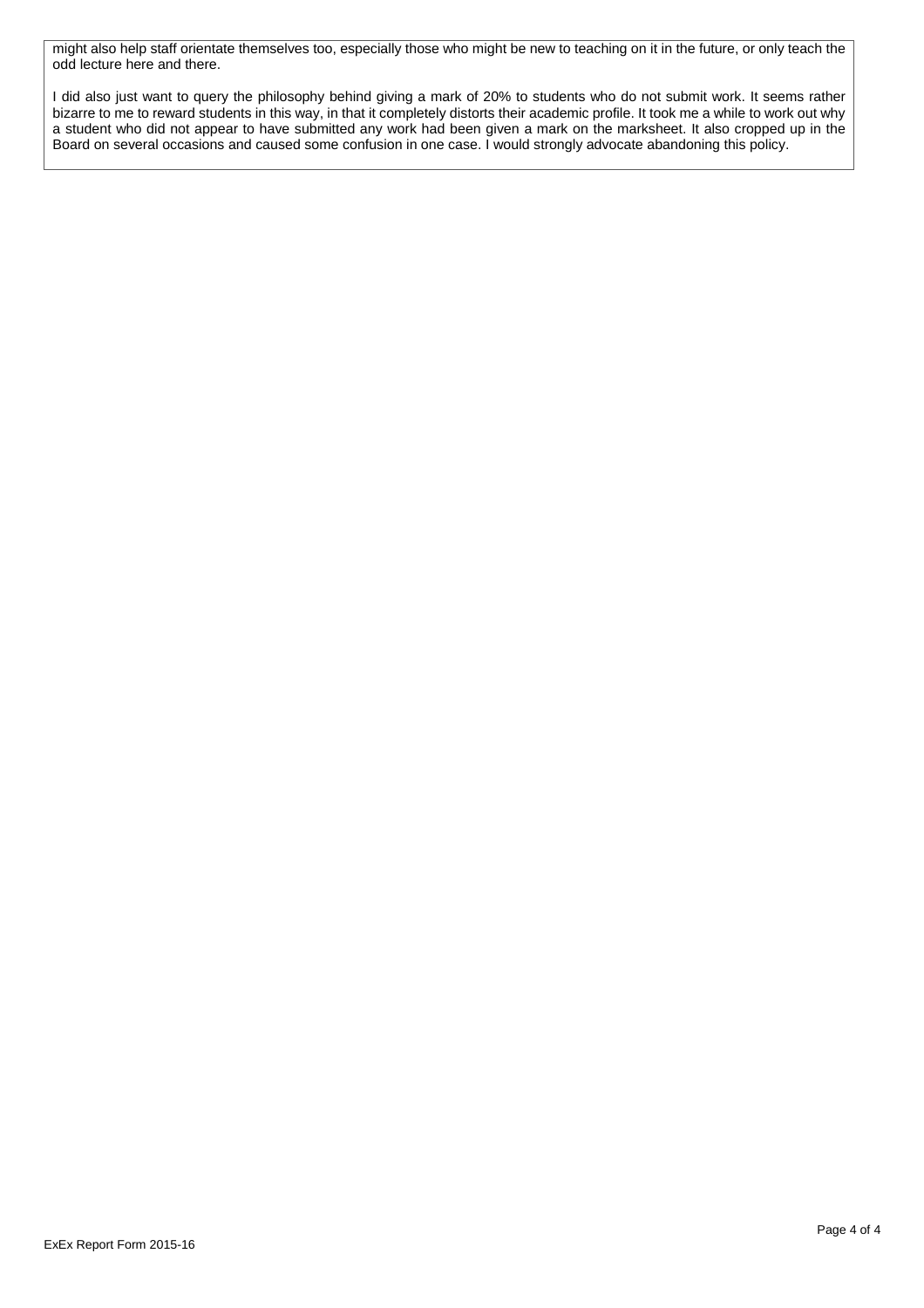might also help staff orientate themselves too, especially those who might be new to teaching on it in the future, or only teach the odd lecture here and there.

I did also just want to query the philosophy behind giving a mark of 20% to students who do not submit work. It seems rather bizarre to me to reward students in this way, in that it completely distorts their academic profile. It took me a while to work out why a student who did not appear to have submitted any work had been given a mark on the marksheet. It also cropped up in the Board on several occasions and caused some confusion in one case. I would strongly advocate abandoning this policy.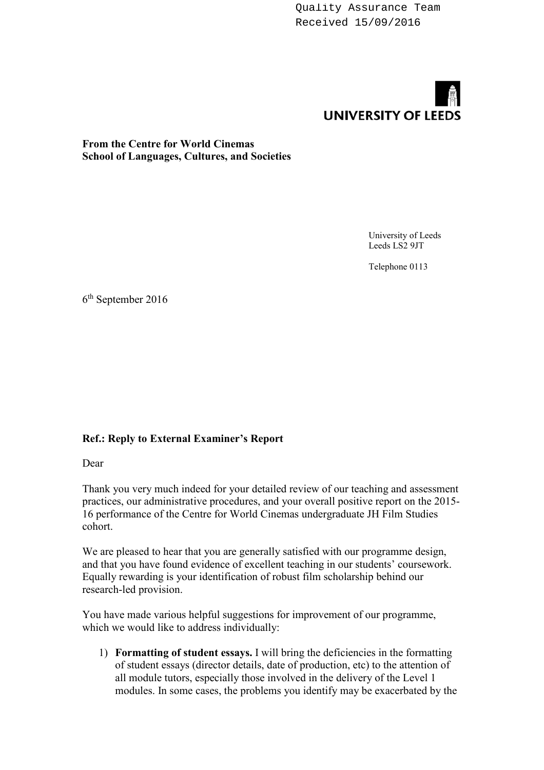Quality Assurance Team
Received 15/09/2016

UNIVERSITY OF LEEDS

**From the Centre for World Cinemas**
**School of Languages, Cultures, and Societies**

University of Leeds
Leeds LS2 9JT

Telephone 0113

6th September 2016

**Ref.: Reply to External Examiner's Report**

Dear

Thank you very much indeed for your detailed review of our teaching and assessment practices, our administrative procedures, and your overall positive report on the 2015-16 performance of the Centre for World Cinemas undergraduate JH Film Studies cohort.

We are pleased to hear that you are generally satisfied with our programme design, and that you have found evidence of excellent teaching in our students' coursework. Equally rewarding is your identification of robust film scholarship behind our research-led provision.

You have made various helpful suggestions for improvement of our programme, which we would like to address individually:

1) **Formatting of student essays.** I will bring the deficiencies in the formatting of student essays (director details, date of production, etc) to the attention of all module tutors, especially those involved in the delivery of the Level 1 modules. In some cases, the problems you identify may be exacerbated by the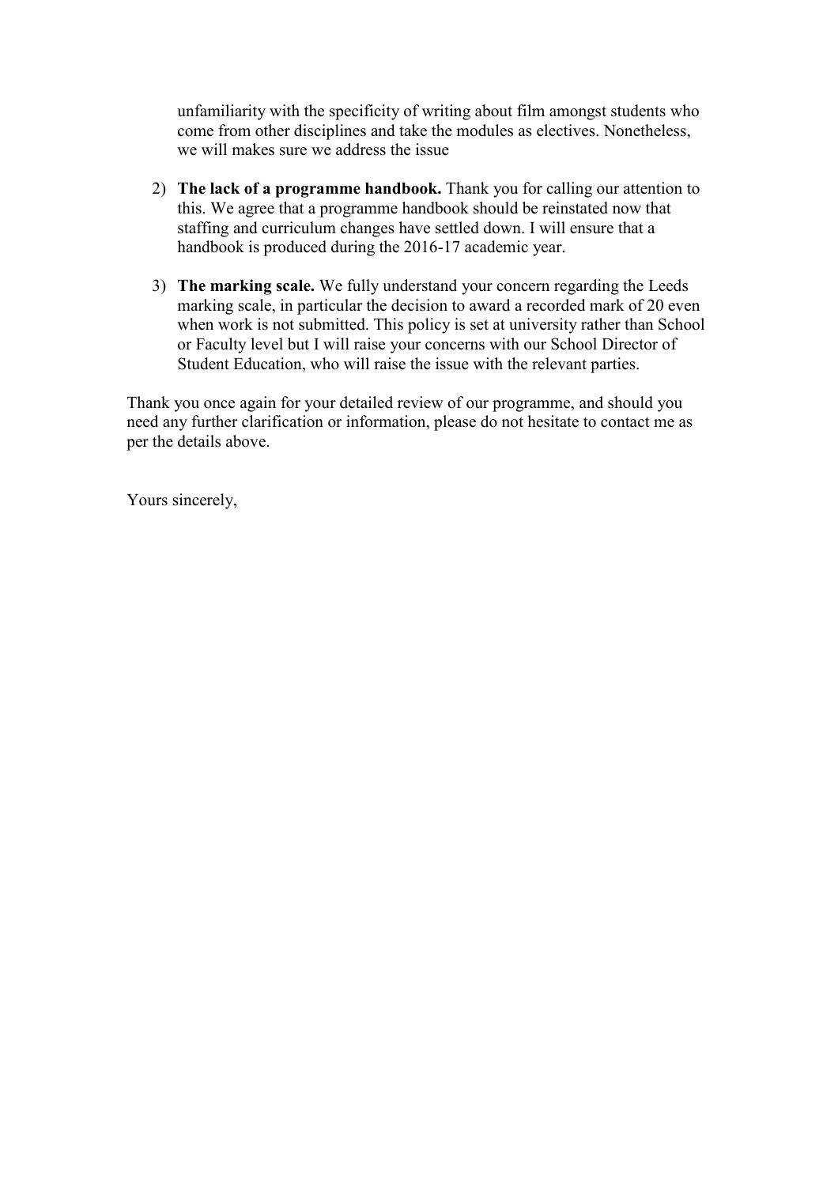unfamiliarity with the specificity of writing about film amongst students who come from other disciplines and take the modules as electives. Nonetheless, we will makes sure we address the issue

2) **The lack of a programme handbook.** Thank you for calling our attention to this. We agree that a programme handbook should be reinstated now that staffing and curriculum changes have settled down. I will ensure that a handbook is produced during the 2016-17 academic year.

3) **The marking scale.** We fully understand your concern regarding the Leeds marking scale, in particular the decision to award a recorded mark of 20 even when work is not submitted. This policy is set at university rather than School or Faculty level but I will raise your concerns with our School Director of Student Education, who will raise the issue with the relevant parties.

Thank you once again for your detailed review of our programme, and should you need any further clarification or information, please do not hesitate to contact me as per the details above.

Yours sincerely,